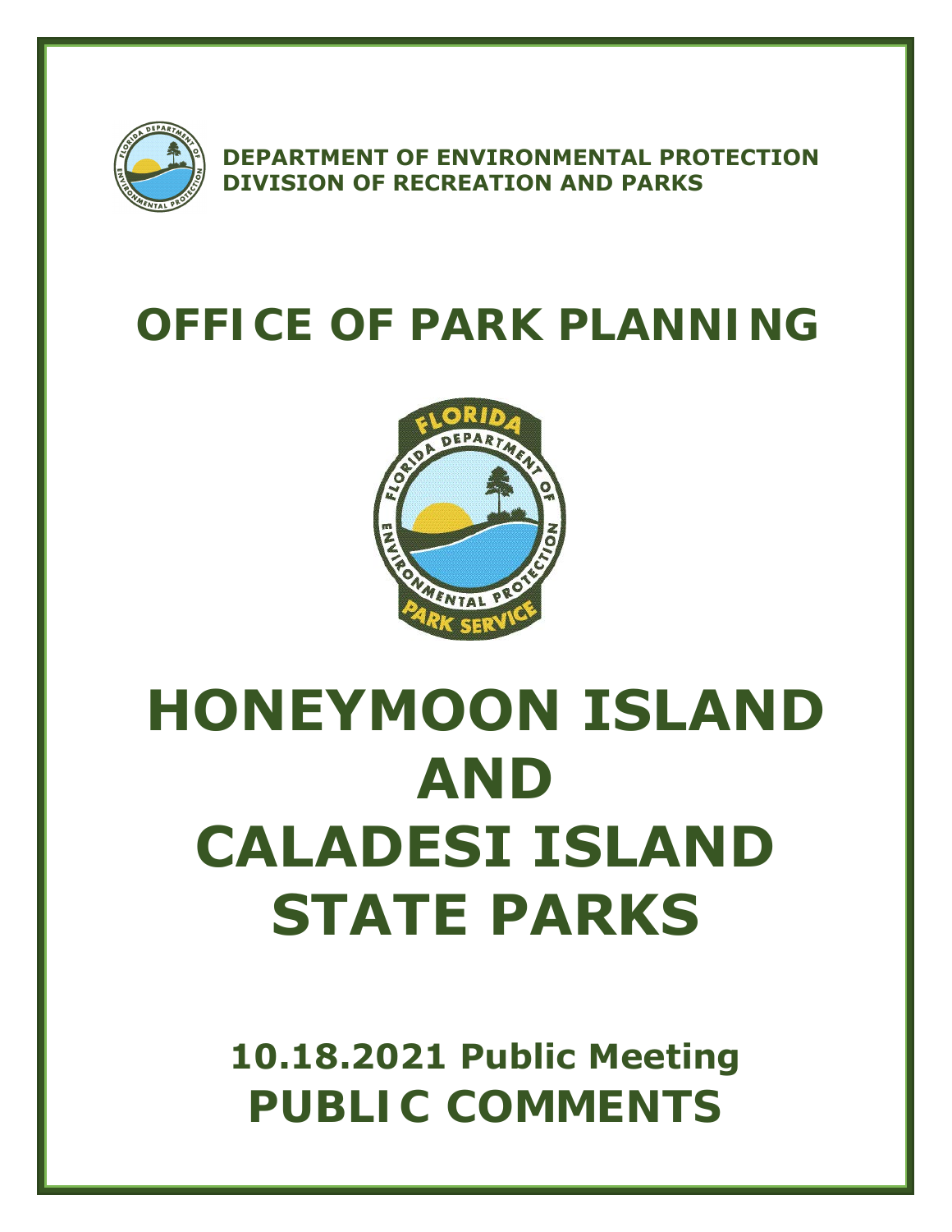DEPARTMENT OF ENVIRONMENTAL PROTECTION
DIVISION OF RECREATION AND PARKS

# OFFICE OF PARK PLANNING

# HONEYMOON ISLAND AND CALADESI ISLAND STATE PARKS

## 10.18.2021 Public Meeting

## PUBLIC COMMENTS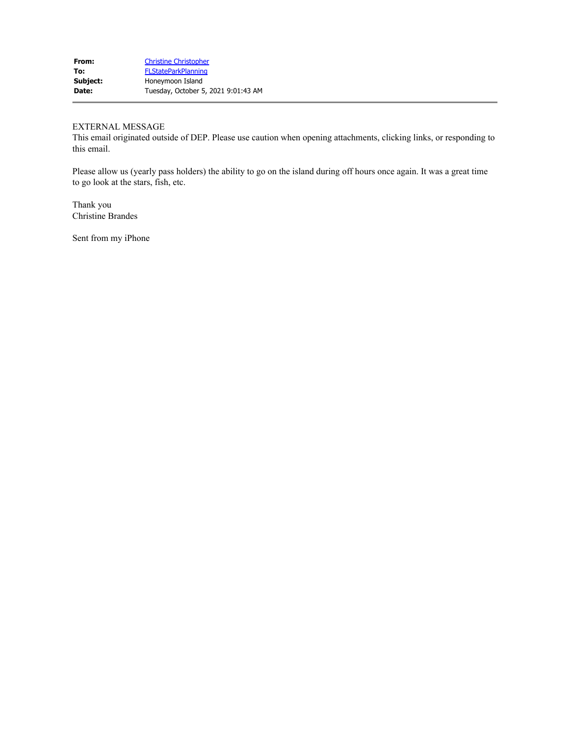**From:** Christine Christopher
**To:** FLStateParkPlanning
**Subject:** Honeymoon Island
**Date:** Tuesday, October 5, 2021 9:01:43 AM

---

EXTERNAL MESSAGE
This email originated outside of DEP. Please use caution when opening attachments, clicking links, or responding to this email.

Please allow us (yearly pass holders) the ability to go on the island during off hours once again. It was a great time to go look at the stars, fish, etc.

Thank you
Christine Brandes

Sent from my iPhone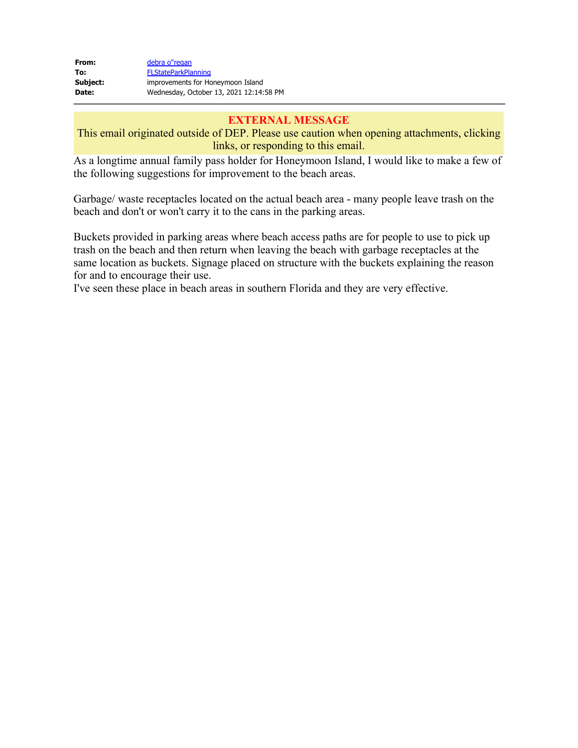| | |
|---|---|
| **From:** | debra o"regan |
| **To:** | FLStateParkPlanning |
| **Subject:** | improvements for Honeymoon Island |
| **Date:** | Wednesday, October 13, 2021 12:14:58 PM |

**EXTERNAL MESSAGE**

This email originated outside of DEP. Please use caution when opening attachments, clicking links, or responding to this email.

As a longtime annual family pass holder for Honeymoon Island, I would like to make a few of the following suggestions for improvement to the beach areas.

Garbage/ waste receptacles located on the actual beach area - many people leave trash on the beach and don't or won't carry it to the cans in the parking areas.

Buckets provided in parking areas where beach access paths are for people to use to pick up trash on the beach and then return when leaving the beach with garbage receptacles at the same location as buckets. Signage placed on structure with the buckets explaining the reason for and to encourage their use.
I've seen these place in beach areas in southern Florida and they are very effective.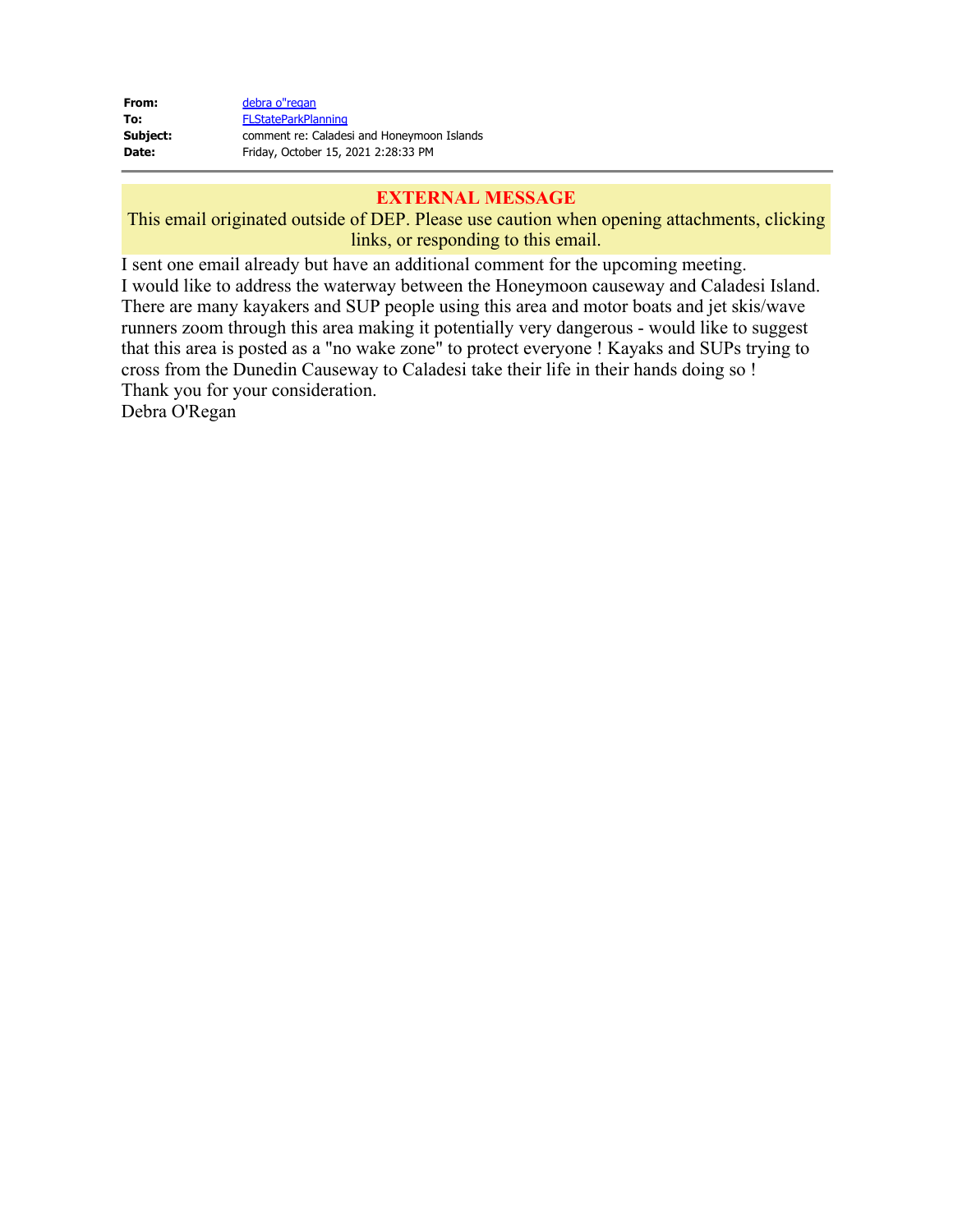**From:** debra o"regan
**To:** FLStateParkPlanning
**Subject:** comment re: Caladesi and Honeymoon Islands
**Date:** Friday, October 15, 2021 2:28:33 PM

---

**EXTERNAL MESSAGE**
This email originated outside of DEP. Please use caution when opening attachments, clicking links, or responding to this email.

I sent one email already but have an additional comment for the upcoming meeting.
I would like to address the waterway between the Honeymoon causeway and Caladesi Island. There are many kayakers and SUP people using this area and motor boats and jet skis/wave runners zoom through this area making it potentially very dangerous - would like to suggest that this area is posted as a "no wake zone" to protect everyone ! Kayaks and SUPs trying to cross from the Dunedin Causeway to Caladesi take their life in their hands doing so !
Thank you for your consideration.
Debra O'Regan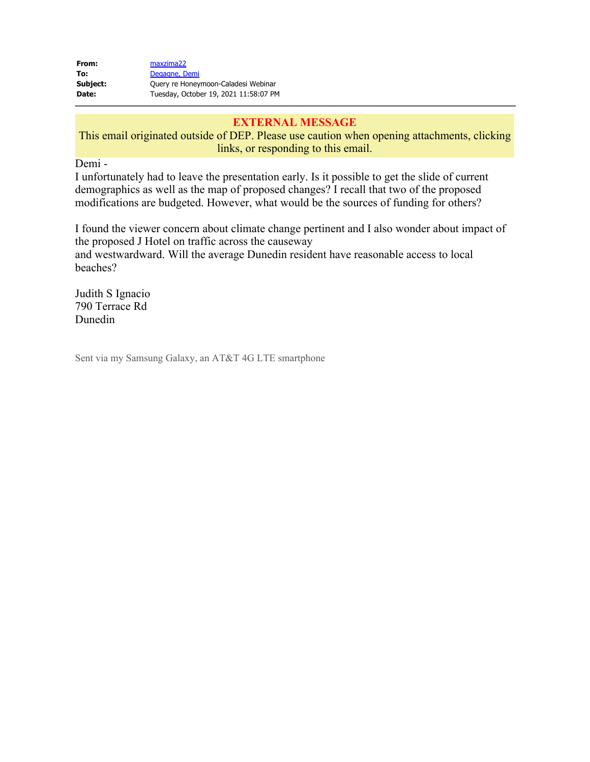**From:** maxzima22
**To:** Degagne, Demi
**Subject:** Query re Honeymoon-Caladesi Webinar
**Date:** Tuesday, October 19, 2021 11:58:07 PM

---

**EXTERNAL MESSAGE**
This email originated outside of DEP. Please use caution when opening attachments, clicking links, or responding to this email.

Demi -
I unfortunately had to leave the presentation early. Is it possible to get the slide of current demographics as well as the map of proposed changes? I recall that two of the proposed modifications are budgeted. However, what would be the sources of funding for others?

I found the viewer concern about climate change pertinent and I also wonder about impact of the proposed J Hotel on traffic across the causeway
and westwardward. Will the average Dunedin resident have reasonable access to local beaches?

Judith S Ignacio
790 Terrace Rd
Dunedin

Sent via my Samsung Galaxy, an AT&T 4G LTE smartphone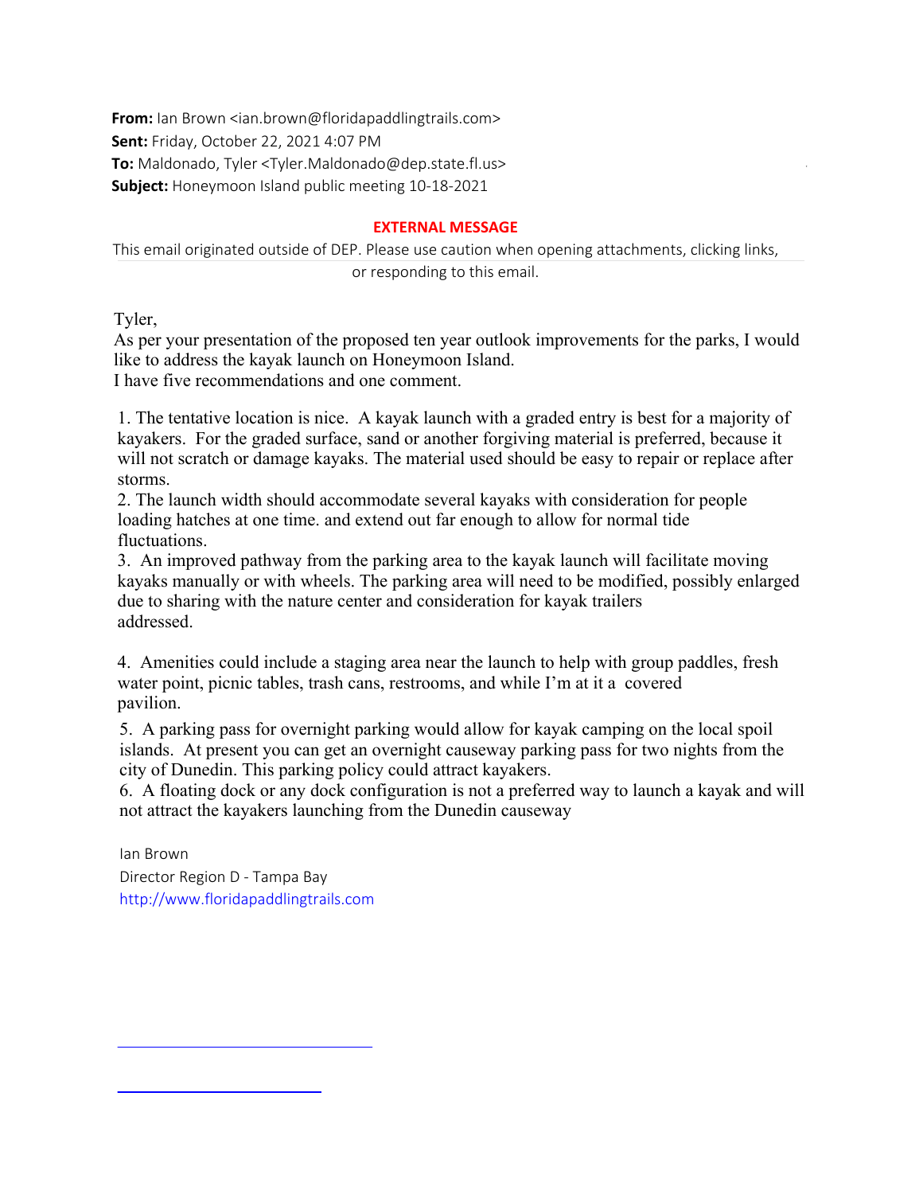**From:** Ian Brown <ian.brown@floridapaddlingtrails.com>
**Sent:** Friday, October 22, 2021 4:07 PM
**To:** Maldonado, Tyler <Tyler.Maldonado@dep.state.fl.us>
**Subject:** Honeymoon Island public meeting 10-18-2021

**EXTERNAL MESSAGE**

This email originated outside of DEP. Please use caution when opening attachments, clicking links, or responding to this email.

Tyler,
As per your presentation of the proposed ten year outlook improvements for the parks, I would like to address the kayak launch on Honeymoon Island.
I have five recommendations and one comment.

1. The tentative location is nice. A kayak launch with a graded entry is best for a majority of kayakers. For the graded surface, sand or another forgiving material is preferred, because it will not scratch or damage kayaks. The material used should be easy to repair or replace after storms.
2. The launch width should accommodate several kayaks with consideration for people loading hatches at one time. and extend out far enough to allow for normal tide fluctuations.
3. An improved pathway from the parking area to the kayak launch will facilitate moving kayaks manually or with wheels. The parking area will need to be modified, possibly enlarged due to sharing with the nature center and consideration for kayak trailers addressed.
4. Amenities could include a staging area near the launch to help with group paddles, fresh water point, picnic tables, trash cans, restrooms, and while I'm at it a covered pavilion.
5. A parking pass for overnight parking would allow for kayak camping on the local spoil islands. At present you can get an overnight causeway parking pass for two nights from the city of Dunedin. This parking policy could attract kayakers.
6. A floating dock or any dock configuration is not a preferred way to launch a kayak and will not attract the kayakers launching from the Dunedin causeway

Ian Brown
Director Region D - Tampa Bay
http://www.floridapaddlingtrails.com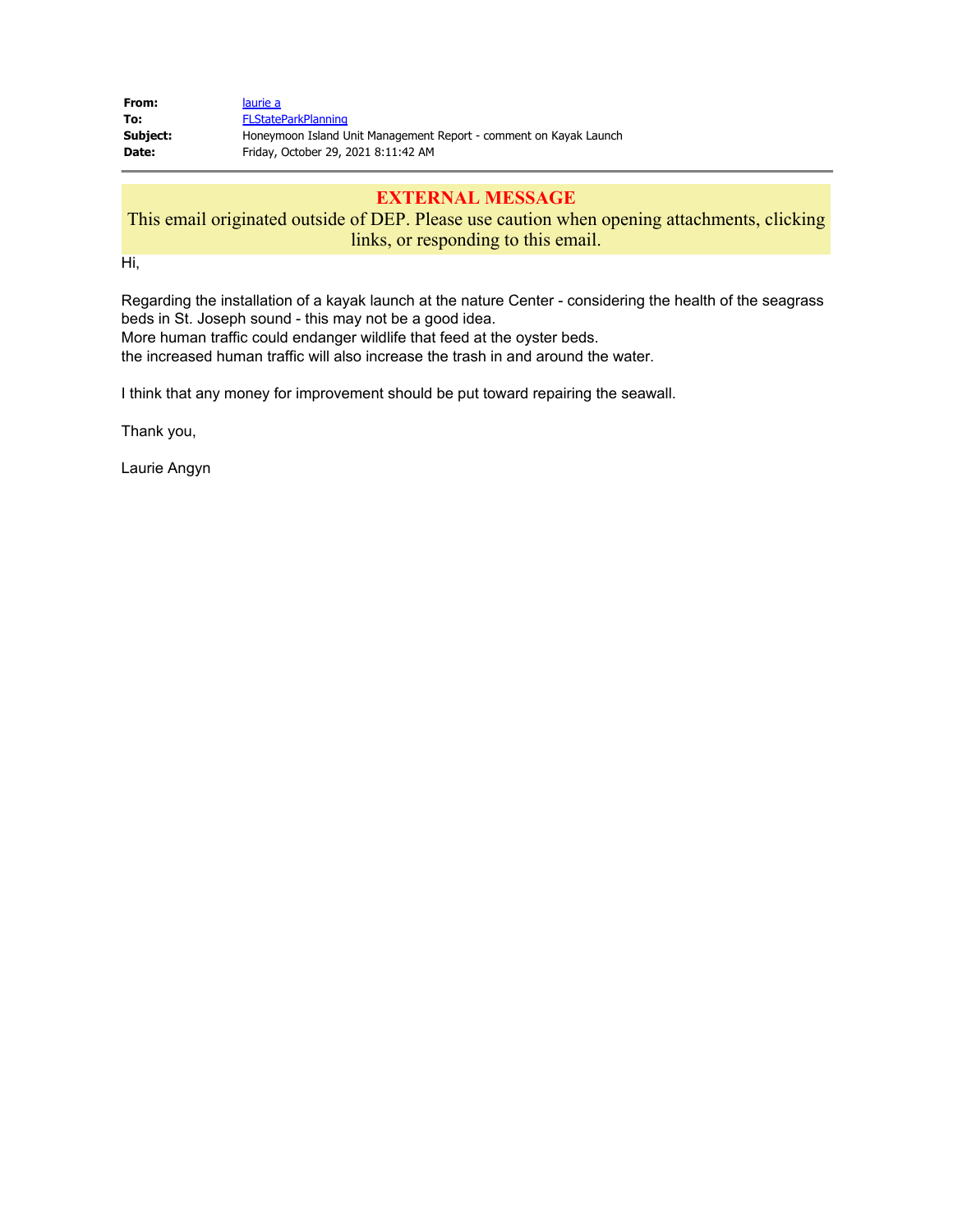| | |
|---|---|
| **From:** | laurie a |
| **To:** | FLStateParkPlanning |
| **Subject:** | Honeymoon Island Unit Management Report - comment on Kayak Launch |
| **Date:** | Friday, October 29, 2021 8:11:42 AM |

**EXTERNAL MESSAGE**

This email originated outside of DEP. Please use caution when opening attachments, clicking links, or responding to this email.

Hi,

Regarding the installation of a kayak launch at the nature Center - considering the health of the seagrass beds in St. Joseph sound - this may not be a good idea.
More human traffic could endanger wildlife that feed at the oyster beds.
the increased human traffic will also increase the trash in and around the water.

I think that any money for improvement should be put toward repairing the seawall.

Thank you,

Laurie Angyn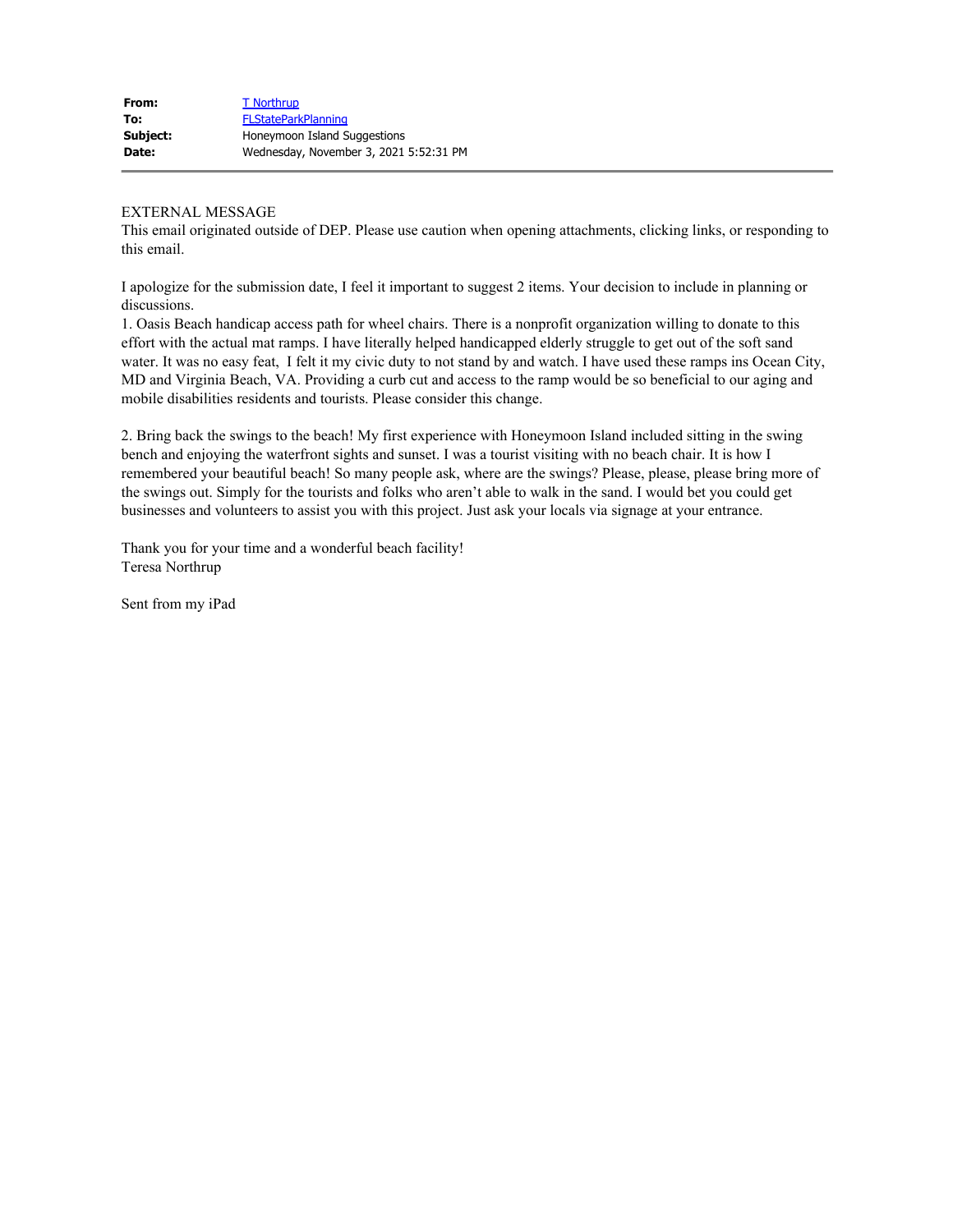**From:** T Northrup
**To:** FLStateParkPlanning
**Subject:** Honeymoon Island Suggestions
**Date:** Wednesday, November 3, 2021 5:52:31 PM

---

EXTERNAL MESSAGE
This email originated outside of DEP. Please use caution when opening attachments, clicking links, or responding to this email.

I apologize for the submission date, I feel it important to suggest 2 items. Your decision to include in planning or discussions.
1. Oasis Beach handicap access path for wheel chairs. There is a nonprofit organization willing to donate to this effort with the actual mat ramps. I have literally helped handicapped elderly struggle to get out of the soft sand water. It was no easy feat,  I felt it my civic duty to not stand by and watch. I have used these ramps ins Ocean City, MD and Virginia Beach, VA. Providing a curb cut and access to the ramp would be so beneficial to our aging and mobile disabilities residents and tourists. Please consider this change.

2. Bring back the swings to the beach! My first experience with Honeymoon Island included sitting in the swing bench and enjoying the waterfront sights and sunset. I was a tourist visiting with no beach chair. It is how I remembered your beautiful beach! So many people ask, where are the swings? Please, please, please bring more of the swings out. Simply for the tourists and folks who aren't able to walk in the sand. I would bet you could get businesses and volunteers to assist you with this project. Just ask your locals via signage at your entrance.

Thank you for your time and a wonderful beach facility!
Teresa Northrup

Sent from my iPad